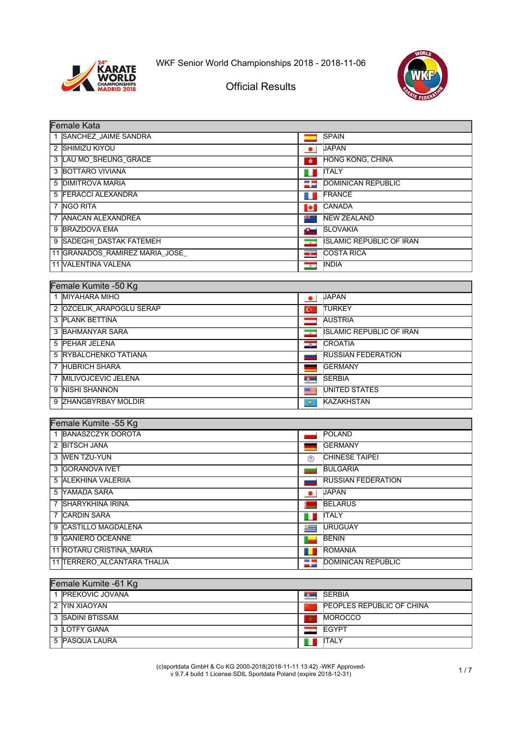WKF Senior World Championships 2018 - 2018-11-06

# Official Results

## Female Kata

| Rank | Name | Country |
|---|---|---|
| 1 | SANCHEZ_JAIME SANDRA | SPAIN |
| 2 | SHIMIZU KIYOU | JAPAN |
| 3 | LAU MO_SHEUNG_GRACE | HONG KONG, CHINA |
| 3 | BOTTARO VIVIANA | ITALY |
| 5 | DIMITROVA MARIA | DOMINICAN REPUBLIC |
| 5 | FERACCI ALEXANDRA | FRANCE |
| 7 | NGO RITA | CANADA |
| 7 | ANACAN ALEXANDREA | NEW ZEALAND |
| 9 | BRAZDOVA EMA | SLOVAKIA |
| 9 | SADEGHI_DASTAK FATEMEH | ISLAMIC REPUBLIC OF IRAN |
| 11 | GRANADOS_RAMIREZ MARIA_JOSE_ | COSTA RICA |
| 11 | VALENTINA VALENA | INDIA |

## Female Kumite -50 Kg

| Rank | Name | Country |
|---|---|---|
| 1 | MIYAHARA MIHO | JAPAN |
| 2 | OZCELIK_ARAPOGLU SERAP | TURKEY |
| 3 | PLANK BETTINA | AUSTRIA |
| 3 | BAHMANYAR SARA | ISLAMIC REPUBLIC OF IRAN |
| 5 | PEHAR JELENA | CROATIA |
| 5 | RYBALCHENKO TATIANA | RUSSIAN FEDERATION |
| 7 | HUBRICH SHARA | GERMANY |
| 7 | MILIVOJCEVIC JELENA | SERBIA |
| 9 | NISHI SHANNON | UNITED STATES |
| 9 | ZHANGBYRBAY MOLDIR | KAZAKHSTAN |

## Female Kumite -55 Kg

| Rank | Name | Country |
|---|---|---|
| 1 | BANASZCZYK DOROTA | POLAND |
| 2 | BITSCH JANA | GERMANY |
| 3 | WEN TZU-YUN | CHINESE TAIPEI |
| 3 | GORANOVA IVET | BULGARIA |
| 5 | ALEKHINA VALERIIA | RUSSIAN FEDERATION |
| 5 | YAMADA SARA | JAPAN |
| 7 | SHARYKHINA IRINA | BELARUS |
| 7 | CARDIN SARA | ITALY |
| 9 | CASTILLO MAGDALENA | URUGUAY |
| 9 | GANIERO OCEANNE | BENIN |
| 11 | ROTARU CRISTINA_MARIA | ROMANIA |
| 11 | TERRERO_ALCANTARA THALIA | DOMINICAN REPUBLIC |

## Female Kumite -61 Kg

| Rank | Name | Country |
|---|---|---|
| 1 | PREKOVIC JOVANA | SERBIA |
| 2 | YIN XIAOYAN | PEOPLES REPUBLIC OF CHINA |
| 3 | SADINI BTISSAM | MOROCCO |
| 3 | LOTFY GIANA | EGYPT |
| 5 | PASQUA LAURA | ITALY |

(c)sportdata GmbH & Co KG 2000-2018(2018-11-11 13:42) -WKF Approved-
v 9.7.4 build 1 License:SDIL Sportdata Poland (expire 2018-12-31)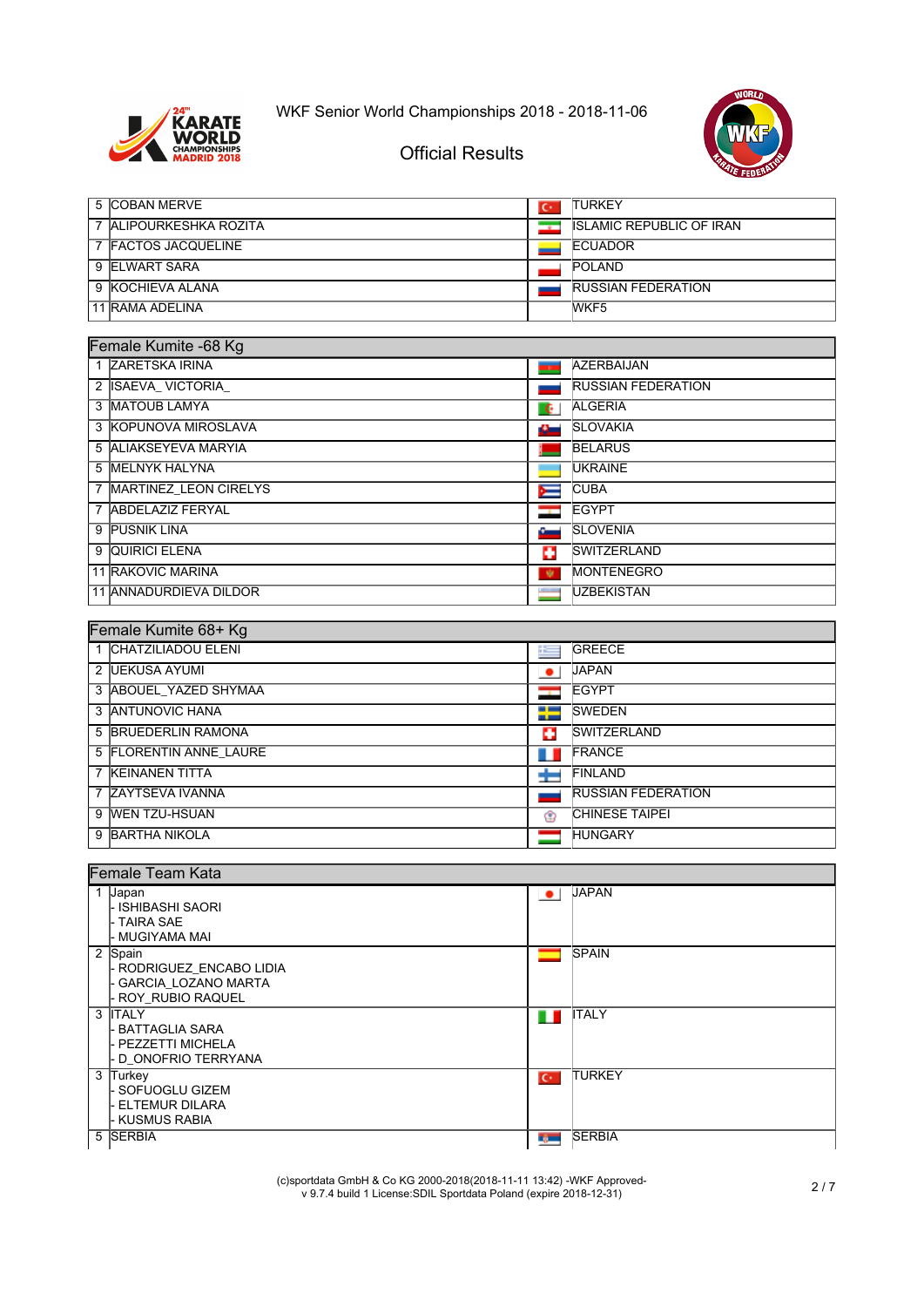WKF Senior World Championships 2018 - 2018-11-06

Official Results

| Rank | Name | Country |
|---|---|---|
| 5 | COBAN MERVE | TURKEY |
| 7 | ALIPOURKESHKA ROZITA | ISLAMIC REPUBLIC OF IRAN |
| 7 | FACTOS JACQUELINE | ECUADOR |
| 9 | ELWART SARA | POLAND |
| 9 | KOCHIEVA ALANA | RUSSIAN FEDERATION |
| 11 | RAMA ADELINA | WKF5 |

## Female Kumite -68 Kg

| Rank | Name | Country |
|---|---|---|
| 1 | ZARETSKA IRINA | AZERBAIJAN |
| 2 | ISAEVA_ VICTORIA_ | RUSSIAN FEDERATION |
| 3 | MATOUB LAMYA | ALGERIA |
| 3 | KOPUNOVA MIROSLAVA | SLOVAKIA |
| 5 | ALIAKSEYEVA MARYIA | BELARUS |
| 5 | MELNYK HALYNA | UKRAINE |
| 7 | MARTINEZ_LEON CIRELYS | CUBA |
| 7 | ABDELAZIZ FERYAL | EGYPT |
| 9 | PUSNIK LINA | SLOVENIA |
| 9 | QUIRICI ELENA | SWITZERLAND |
| 11 | RAKOVIC MARINA | MONTENEGRO |
| 11 | ANNADURDIEVA DILDOR | UZBEKISTAN |

## Female Kumite 68+ Kg

| Rank | Name | Country |
|---|---|---|
| 1 | CHATZILIADOU ELENI | GREECE |
| 2 | UEKUSA AYUMI | JAPAN |
| 3 | ABOUEL_YAZED SHYMAA | EGYPT |
| 3 | ANTUNOVIC HANA | SWEDEN |
| 5 | BRUEDERLIN RAMONA | SWITZERLAND |
| 5 | FLORENTIN ANNE_LAURE | FRANCE |
| 7 | KEINANEN TITTA | FINLAND |
| 7 | ZAYTSEVA IVANNA | RUSSIAN FEDERATION |
| 9 | WEN TZU-HSUAN | CHINESE TAIPEI |
| 9 | BARTHA NIKOLA | HUNGARY |

## Female Team Kata

| Rank | Team | Country |
|---|---|---|
| 1 | Japan<br>- ISHIBASHI SAORI<br>- TAIRA SAE<br>- MUGIYAMA MAI | JAPAN |
| 2 | Spain<br>- RODRIGUEZ_ENCABO LIDIA<br>- GARCIA_LOZANO MARTA<br>- ROY_RUBIO RAQUEL | SPAIN |
| 3 | ITALY<br>- BATTAGLIA SARA<br>- PEZZETTI MICHELA<br>- D_ONOFRIO TERRYANA | ITALY |
| 3 | Turkey<br>- SOFUOGLU GIZEM<br>- ELTEMUR DILARA<br>- KUSMUS RABIA | TURKEY |
| 5 | SERBIA | SERBIA |

(c)sportdata GmbH & Co KG 2000-2018(2018-11-11 13:42) -WKF Approved-
v 9.7.4 build 1 License:SDIL Sportdata Poland (expire 2018-12-31)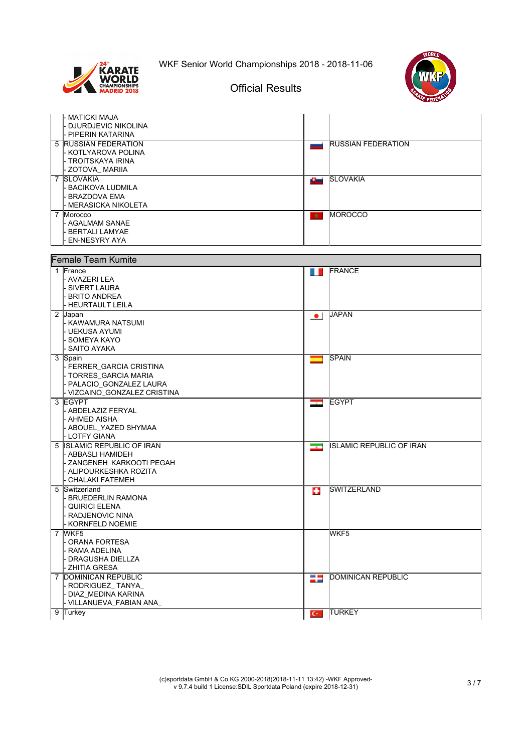| | | | |
|---|---|---|---|
| | - MATICKI MAJA<br>- DJURDJEVIC NIKOLINA<br>- PIPERIN KATARINA | | |
| 5 | RUSSIAN FEDERATION<br>- KOTLYAROVA POLINA<br>- TROITSKAYA IRINA<br>- ZOTOVA_ MARIIA | | RUSSIAN FEDERATION |
| 7 | SLOVAKIA<br>- BACIKOVA LUDMILA<br>- BRAZDOVA EMA<br>- MERASICKA NIKOLETA | | SLOVAKIA |
| 7 | Morocco<br>- AGALMAM SANAE<br>- BERTALI LAMYAE<br>- EN-NESYRY AYA | | MOROCCO |

## Female Team Kumite

| | | | |
|---|---|---|---|
| 1 | France<br>- AVAZERI LEA<br>- SIVERT LAURA<br>- BRITO ANDREA<br>- HEURTAULT LEILA | | FRANCE |
| 2 | Japan<br>- KAWAMURA NATSUMI<br>- UEKUSA AYUMI<br>- SOMEYA KAYO<br>- SAITO AYAKA | | JAPAN |
| 3 | Spain<br>- FERRER_GARCIA CRISTINA<br>- TORRES_GARCIA MARIA<br>- PALACIO_GONZALEZ LAURA<br>- VIZCAINO_GONZALEZ CRISTINA | | SPAIN |
| 3 | EGYPT<br>- ABDELAZIZ FERYAL<br>- AHMED AISHA<br>- ABOUEL_YAZED SHYMAA<br>- LOTFY GIANA | | EGYPT |
| 5 | ISLAMIC REPUBLIC OF IRAN<br>- ABBASLI HAMIDEH<br>- ZANGENEH_KARKOOTI PEGAH<br>- ALIPOURKESHKA ROZITA<br>- CHALAKI FATEMEH | | ISLAMIC REPUBLIC OF IRAN |
| 5 | Switzerland<br>- BRUEDERLIN RAMONA<br>- QUIRICI ELENA<br>- RADJENOVIC NINA<br>- KORNFELD NOEMIE | | SWITZERLAND |
| 7 | WKF5<br>- ORANA FORTESA<br>- RAMA ADELINA<br>- DRAGUSHA DIELLZA<br>- ZHITIA GRESA | | WKF5 |
| 7 | DOMINICAN REPUBLIC<br>- RODRIGUEZ_ TANYA_<br>- DIAZ_MEDINA KARINA<br>- VILLANUEVA_FABIAN ANA_ | | DOMINICAN REPUBLIC |
| 9 | Turkey | | TURKEY |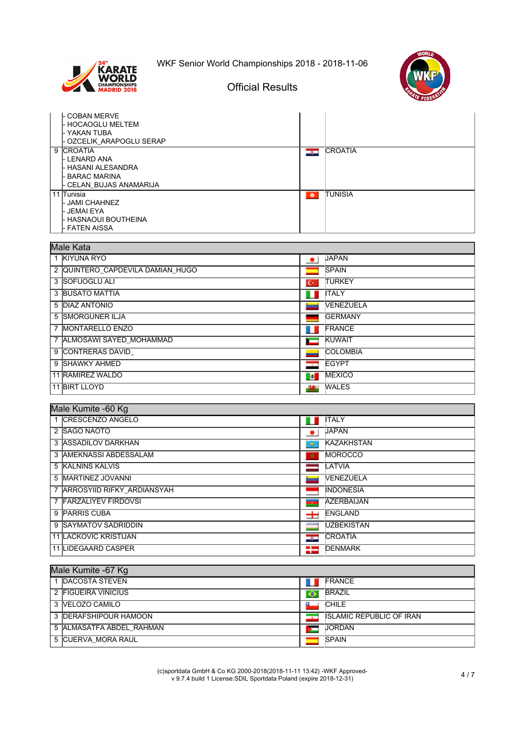WKF Senior World Championships 2018 - 2018-11-06

Official Results

| | | |
|---|---|---|
| - COBAN MERVE<br>- HOCAOGLU MELTEM<br>- YAKAN TUBA<br>- OZCELIK_ARAPOGLU SERAP | | |
| 9 | CROATIA<br>- LENARD ANA<br>- HASANI ALESANDRA<br>- BARAC MARINA<br>- CELAN_BUJAS ANAMARIJA | CROATIA |
| 11 | Tunisia<br>- JAMI CHAHNEZ<br>- JEMAI EYA<br>- HASNAOUI BOUTHEINA<br>- FATEN AISSA | TUNISIA |

## Male Kata

| | | |
|---|---|---|
| 1 | KIYUNA RYO | JAPAN |
| 2 | QUINTERO_CAPDEVILA DAMIAN_HUGO | SPAIN |
| 3 | SOFUOGLU ALI | TURKEY |
| 3 | BUSATO MATTIA | ITALY |
| 5 | DIAZ ANTONIO | VENEZUELA |
| 5 | SMORGUNER ILJA | GERMANY |
| 7 | MONTARELLO ENZO | FRANCE |
| 7 | ALMOSAWI SAYED_MOHAMMAD | KUWAIT |
| 9 | CONTRERAS DAVID_ | COLOMBIA |
| 9 | SHAWKY AHMED | EGYPT |
| 11 | RAMIREZ WALDO | MEXICO |
| 11 | BIRT LLOYD | WALES |

## Male Kumite -60 Kg

| | | |
|---|---|---|
| 1 | CRESCENZO ANGELO | ITALY |
| 2 | SAGO NAOTO | JAPAN |
| 3 | ASSADILOV DARKHAN | KAZAKHSTAN |
| 3 | AMEKNASSI ABDESSALAM | MOROCCO |
| 5 | KALNINS KALVIS | LATVIA |
| 5 | MARTINEZ JOVANNI | VENEZUELA |
| 7 | ARROSYIID RIFKY_ARDIANSYAH | INDONESIA |
| 7 | FARZALIYEV FIRDOVSI | AZERBAIJAN |
| 9 | PARRIS CUBA | ENGLAND |
| 9 | SAYMATOV SADRIDDIN | UZBEKISTAN |
| 11 | LACKOVIC KRISTIJAN | CROATIA |
| 11 | LIDEGAARD CASPER | DENMARK |

## Male Kumite -67 Kg

| | | |
|---|---|---|
| 1 | DACOSTA STEVEN | FRANCE |
| 2 | FIGUEIRA VINICIUS | BRAZIL |
| 3 | VELOZO CAMILO | CHILE |
| 3 | DERAFSHIPOUR HAMOON | ISLAMIC REPUBLIC OF IRAN |
| 5 | ALMASATFA ABDEL_RAHMAN | JORDAN |
| 5 | CUERVA_MORA RAUL | SPAIN |

(c)sportdata GmbH & Co KG 2000-2018(2018-11-11 13:42) -WKF Approved-
v 9.7.4 build 1 License:SDIL Sportdata Poland (expire 2018-12-31)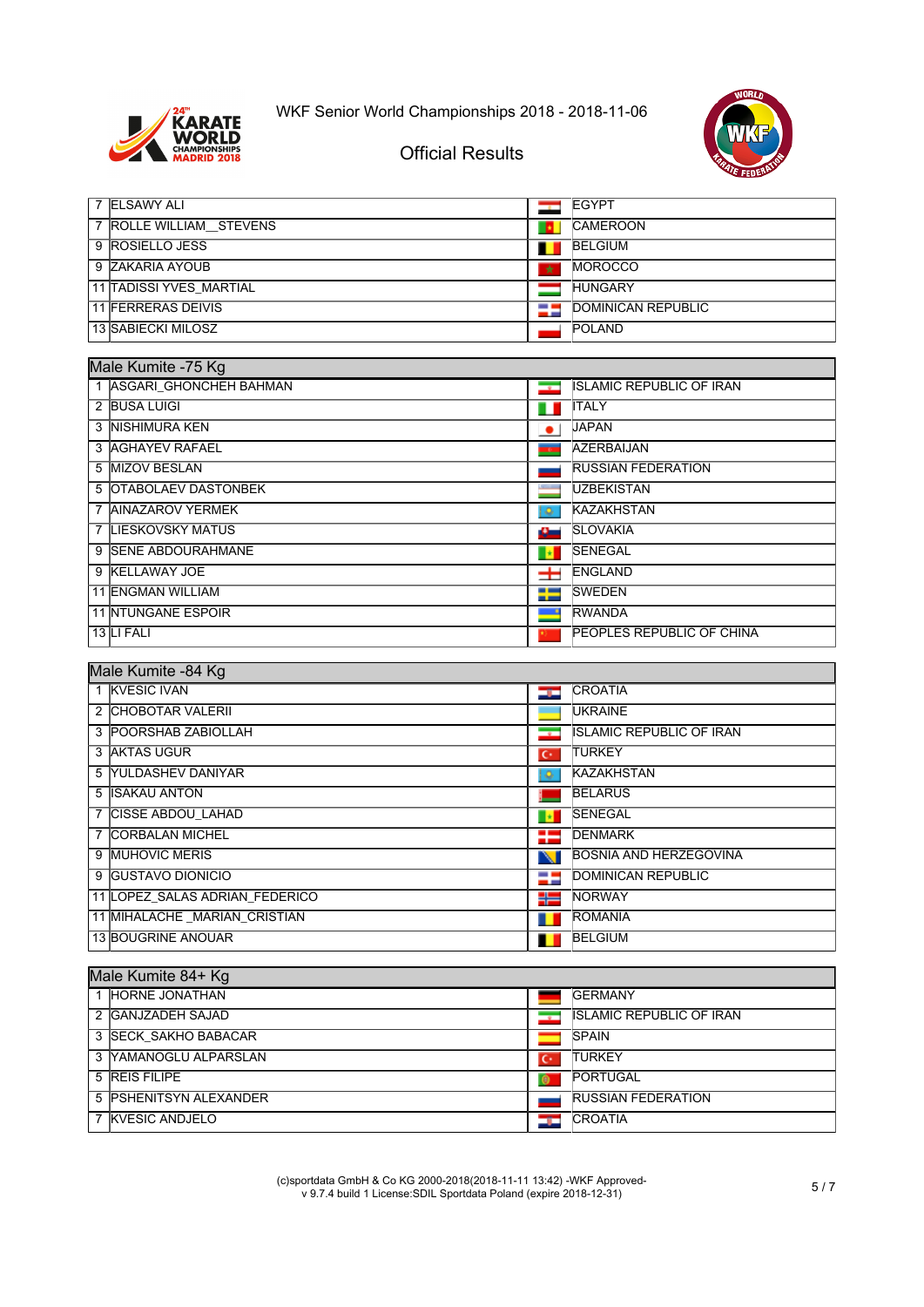WKF Senior World Championships 2018 - 2018-11-06

Official Results

| | | |
|---|---|---|
| 7 | ELSAWY ALI | EGYPT |
| 7 | ROLLE WILLIAM_ STEVENS | CAMEROON |
| 9 | ROSIELLO JESS | BELGIUM |
| 9 | ZAKARIA AYOUB | MOROCCO |
| 11 | TADISSI YVES_MARTIAL | HUNGARY |
| 11 | FERRERAS DEIVIS | DOMINICAN REPUBLIC |
| 13 | SABIECKI MILOSZ | POLAND |

| Male Kumite -75 Kg | | |
|---|---|---|
| 1 | ASGARI_GHONCHEH BAHMAN | ISLAMIC REPUBLIC OF IRAN |
| 2 | BUSA LUIGI | ITALY |
| 3 | NISHIMURA KEN | JAPAN |
| 3 | AGHAYEV RAFAEL | AZERBAIJAN |
| 5 | MIZOV BESLAN | RUSSIAN FEDERATION |
| 5 | OTABOLAEV DASTONBEK | UZBEKISTAN |
| 7 | AINAZAROV YERMEK | KAZAKHSTAN |
| 7 | LIESKOVSKY MATUS | SLOVAKIA |
| 9 | SENE ABDOURAHMANE | SENEGAL |
| 9 | KELLAWAY JOE | ENGLAND |
| 11 | ENGMAN WILLIAM | SWEDEN |
| 11 | NTUNGANE ESPOIR | RWANDA |
| 13 | LI FALI | PEOPLES REPUBLIC OF CHINA |

| Male Kumite -84 Kg | | |
|---|---|---|
| 1 | KVESIC IVAN | CROATIA |
| 2 | CHOBOTAR VALERII | UKRAINE |
| 3 | POORSHAB ZABIOLLAH | ISLAMIC REPUBLIC OF IRAN |
| 3 | AKTAS UGUR | TURKEY |
| 5 | YULDASHEV DANIYAR | KAZAKHSTAN |
| 5 | ISAKAU ANTON | BELARUS |
| 7 | CISSE ABDOU_LAHAD | SENEGAL |
| 7 | CORBALAN MICHEL | DENMARK |
| 9 | MUHOVIC MERIS | BOSNIA AND HERZEGOVINA |
| 9 | GUSTAVO DIONICIO | DOMINICAN REPUBLIC |
| 11 | LOPEZ_SALAS ADRIAN_FEDERICO | NORWAY |
| 11 | MIHALACHE _MARIAN_CRISTIAN | ROMANIA |
| 13 | BOUGRINE ANOUAR | BELGIUM |

| Male Kumite 84+ Kg | | |
|---|---|---|
| 1 | HORNE JONATHAN | GERMANY |
| 2 | GANJZADEH SAJAD | ISLAMIC REPUBLIC OF IRAN |
| 3 | SECK_SAKHO BABACAR | SPAIN |
| 3 | YAMANOGLU ALPARSLAN | TURKEY |
| 5 | REIS FILIPE | PORTUGAL |
| 5 | PSHENITSYN ALEXANDER | RUSSIAN FEDERATION |
| 7 | KVESIC ANDJELO | CROATIA |

(c)sportdata GmbH & Co KG 2000-2018(2018-11-11 13:42) -WKF Approved-
v 9.7.4 build 1 License:SDIL Sportdata Poland (expire 2018-12-31)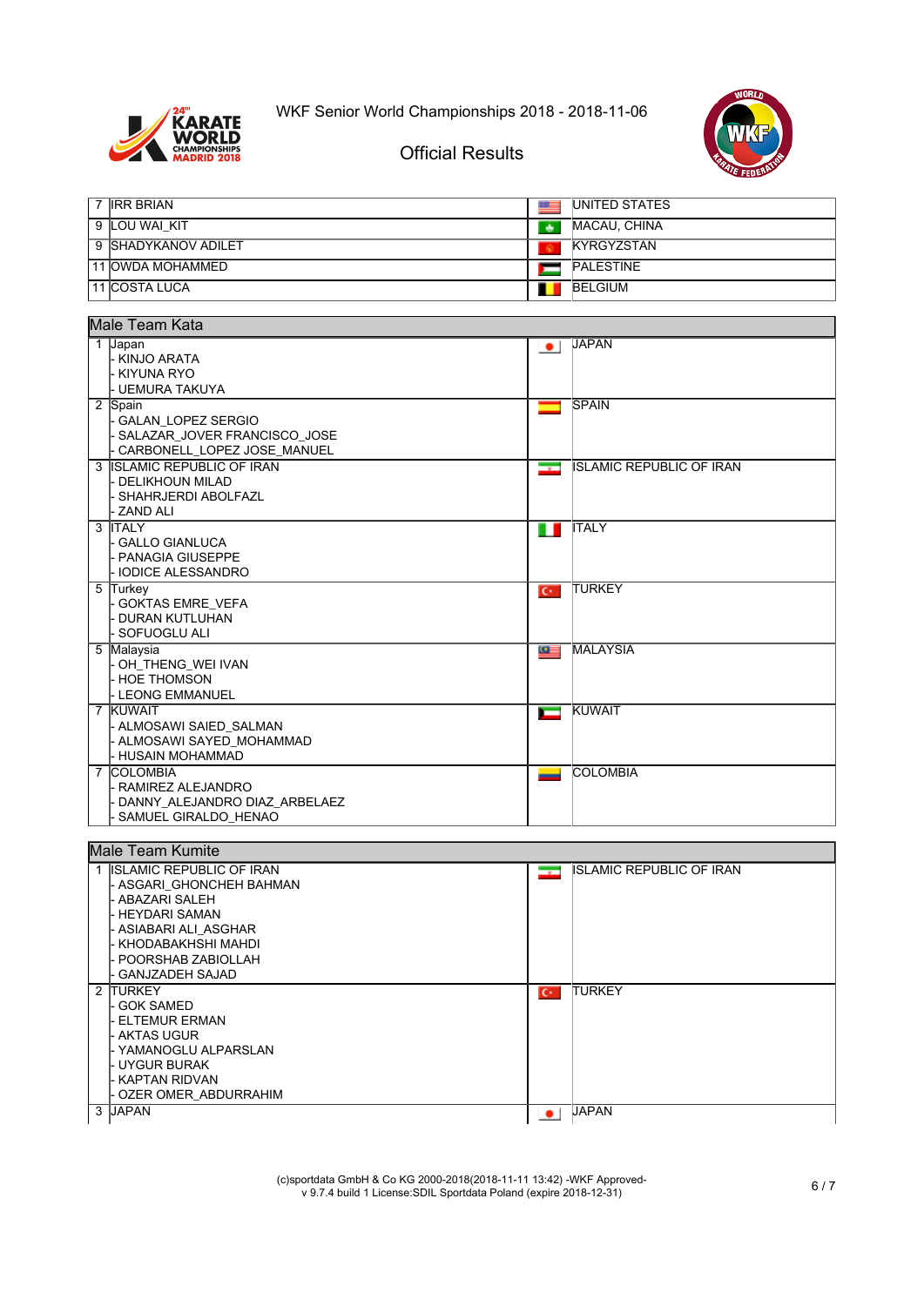| 7 | IRR BRIAN | UNITED STATES |
|---|---|---|
| 9 | LOU WAI_KIT | MACAU, CHINA |
| 9 | SHADYKANOV ADILET | KYRGYZSTAN |
| 11 | OWDA MOHAMMED | PALESTINE |
| 11 | COSTA LUCA | BELGIUM |

## Male Team Kata

| Rank | Team | Country |
|---|---|---|
| 1 | Japan<br>- KINJO ARATA<br>- KIYUNA RYO<br>- UEMURA TAKUYA | JAPAN |
| 2 | Spain<br>- GALAN_LOPEZ SERGIO<br>- SALAZAR_JOVER FRANCISCO_JOSE<br>- CARBONELL_LOPEZ JOSE_MANUEL | SPAIN |
| 3 | ISLAMIC REPUBLIC OF IRAN<br>- DELIKHOUN MILAD<br>- SHAHRJERDI ABOLFAZL<br>- ZAND ALI | ISLAMIC REPUBLIC OF IRAN |
| 3 | ITALY<br>- GALLO GIANLUCA<br>- PANAGIA GIUSEPPE<br>- IODICE ALESSANDRO | ITALY |
| 5 | Turkey<br>- GOKTAS EMRE_VEFA<br>- DURAN KUTLUHAN<br>- SOFUOGLU ALI | TURKEY |
| 5 | Malaysia<br>- OH_THENG_WEI IVAN<br>- HOE THOMSON<br>- LEONG EMMANUEL | MALAYSIA |
| 7 | KUWAIT<br>- ALMOSAWI SAIED_SALMAN<br>- ALMOSAWI SAYED_MOHAMMAD<br>- HUSAIN MOHAMMAD | KUWAIT |
| 7 | COLOMBIA<br>- RAMIREZ ALEJANDRO<br>- DANNY_ALEJANDRO DIAZ_ARBELAEZ<br>- SAMUEL GIRALDO_HENAO | COLOMBIA |

## Male Team Kumite

| Rank | Team | Country |
|---|---|---|
| 1 | ISLAMIC REPUBLIC OF IRAN<br>- ASGARI_GHONCHEH BAHMAN<br>- ABAZARI SALEH<br>- HEYDARI SAMAN<br>- ASIABARI ALI_ASGHAR<br>- KHODABAKHSHI MAHDI<br>- POORSHAB ZABIOLLAH<br>- GANJZADEH SAJAD | ISLAMIC REPUBLIC OF IRAN |
| 2 | TURKEY<br>- GOK SAMED<br>- ELTEMUR ERMAN<br>- AKTAS UGUR<br>- YAMANOGLU ALPARSLAN<br>- UYGUR BURAK<br>- KAPTAN RIDVAN<br>- OZER OMER_ABDURRAHIM | TURKEY |
| 3 | JAPAN | JAPAN |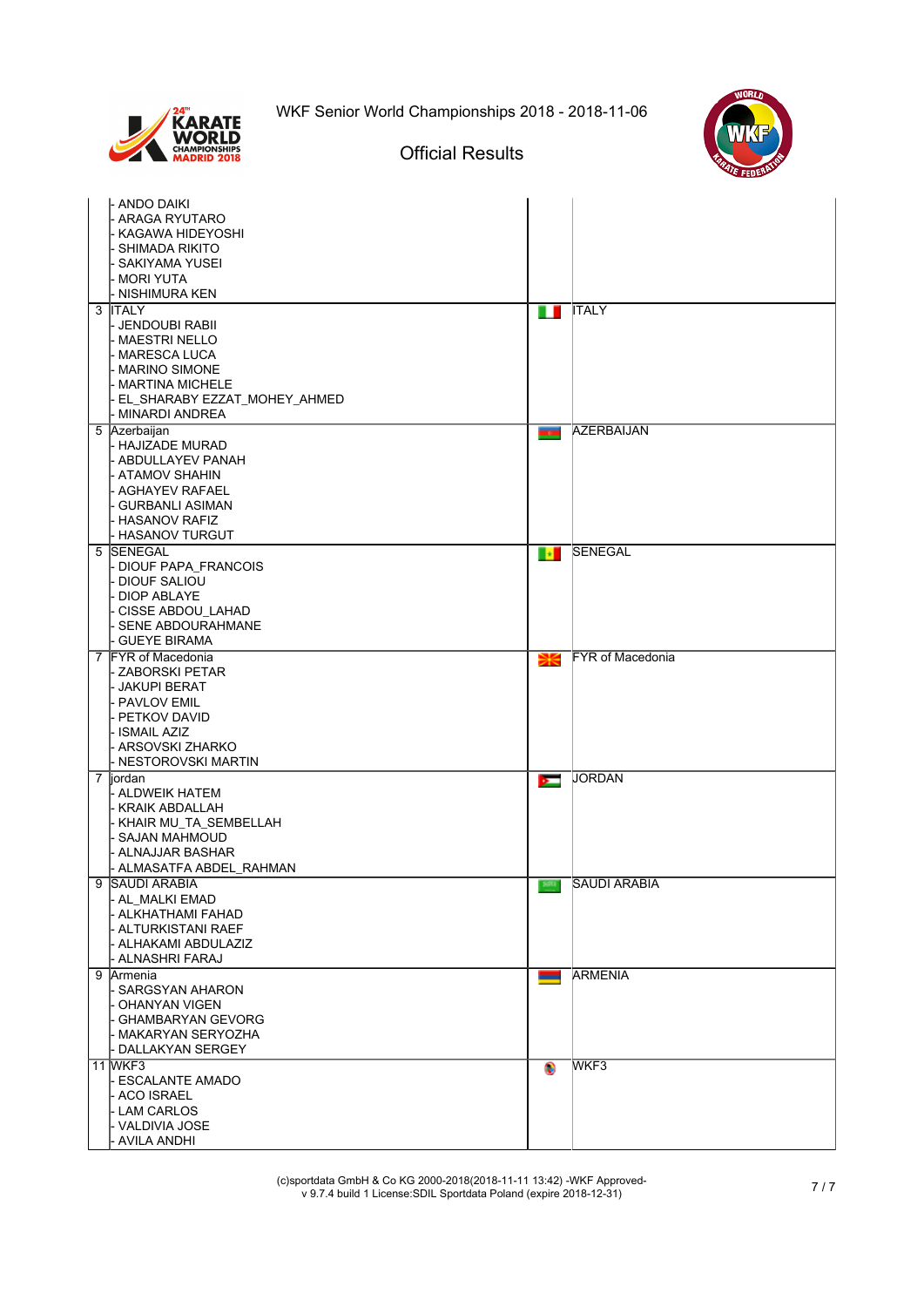# WKF Senior World Championships 2018 - 2018-11-06

## Official Results

| | | | |
|---|---|---|---|
| | - ANDO DAIKI<br>- ARAGA RYUTARO<br>- KAGAWA HIDEYOSHI<br>- SHIMADA RIKITO<br>- SAKIYAMA YUSEI<br>- MORI YUTA<br>- NISHIMURA KEN | | |
| 3 | ITALY<br>- JENDOUBI RABII<br>- MAESTRI NELLO<br>- MARESCA LUCA<br>- MARINO SIMONE<br>- MARTINA MICHELE<br>- EL_SHARABY EZZAT_MOHEY_AHMED<br>- MINARDI ANDREA | | ITALY |
| 5 | Azerbaijan<br>- HAJIZADE MURAD<br>- ABDULLAYEV PANAH<br>- ATAMOV SHAHIN<br>- AGHAYEV RAFAEL<br>- GURBANLI ASIMAN<br>- HASANOV RAFIZ<br>- HASANOV TURGUT | | AZERBAIJAN |
| 5 | SENEGAL<br>- DIOUF PAPA_FRANCOIS<br>- DIOUF SALIOU<br>- DIOP ABLAYE<br>- CISSE ABDOU_LAHAD<br>- SENE ABDOURAHMANE<br>- GUEYE BIRAMA | | SENEGAL |
| 7 | FYR of Macedonia<br>- ZABORSKI PETAR<br>- JAKUPI BERAT<br>- PAVLOV EMIL<br>- PETKOV DAVID<br>- ISMAIL AZIZ<br>- ARSOVSKI ZHARKO<br>- NESTOROVSKI MARTIN | | FYR of Macedonia |
| 7 | jordan<br>- ALDWEIK HATEM<br>- KRAIK ABDALLAH<br>- KHAIR MU_TA_SEMBELLAH<br>- SAJAN MAHMOUD<br>- ALNAJJAR BASHAR<br>- ALMASATFA ABDEL_RAHMAN | | JORDAN |
| 9 | SAUDI ARABIA<br>- AL_MALKI EMAD<br>- ALKHATHAMI FAHAD<br>- ALTURKISTANI RAEF<br>- ALHAKAMI ABDULAZIZ<br>- ALNASHRI FARAJ | | SAUDI ARABIA |
| 9 | Armenia<br>- SARGSYAN AHARON<br>- OHANYAN VIGEN<br>- GHAMBARYAN GEVORG<br>- MAKARYAN SERYOZHA<br>- DALLAKYAN SERGEY | | ARMENIA |
| 11 | WKF3<br>- ESCALANTE AMADO<br>- ACO ISRAEL<br>- LAM CARLOS<br>- VALDIVIA JOSE<br>- AVILA ANDHI | | WKF3 |

(c)sportdata GmbH & Co KG 2000-2018(2018-11-11 13:42) -WKF Approved-
v 9.7.4 build 1 License:SDIL Sportdata Poland (expire 2018-12-31)